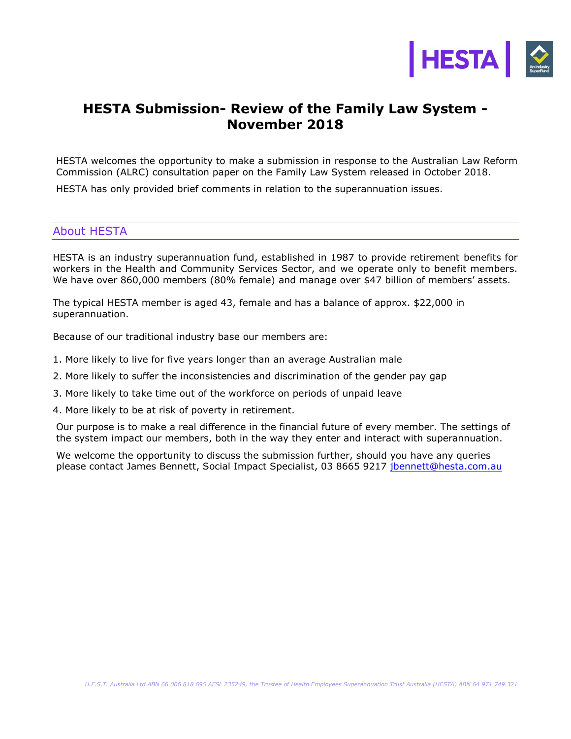# HESTA Submission- Review of the Family Law System - November 2018

HESTA welcomes the opportunity to make a submission in response to the Australian Law Reform Commission (ALRC) consultation paper on the Family Law System released in October 2018.

HESTA has only provided brief comments in relation to the superannuation issues.

## About HESTA

HESTA is an industry superannuation fund, established in 1987 to provide retirement benefits for workers in the Health and Community Services Sector, and we operate only to benefit members. We have over 860,000 members (80% female) and manage over $47 billion of members' assets.

The typical HESTA member is aged 43, female and has a balance of approx. $22,000 in superannuation.

Because of our traditional industry base our members are:

1. More likely to live for five years longer than an average Australian male
2. More likely to suffer the inconsistencies and discrimination of the gender pay gap
3. More likely to take time out of the workforce on periods of unpaid leave
4. More likely to be at risk of poverty in retirement.

Our purpose is to make a real difference in the financial future of every member. The settings of the system impact our members, both in the way they enter and interact with superannuation.

We welcome the opportunity to discuss the submission further, should you have any queries please contact James Bennett, Social Impact Specialist, 03 8665 9217 jbennett@hesta.com.au

*H.E.S.T. Australia Ltd ABN 66 006 818 695 AFSL 235249, the Trustee of Health Employees Superannuation Trust Australia (HESTA) ABN 64 971 749 321*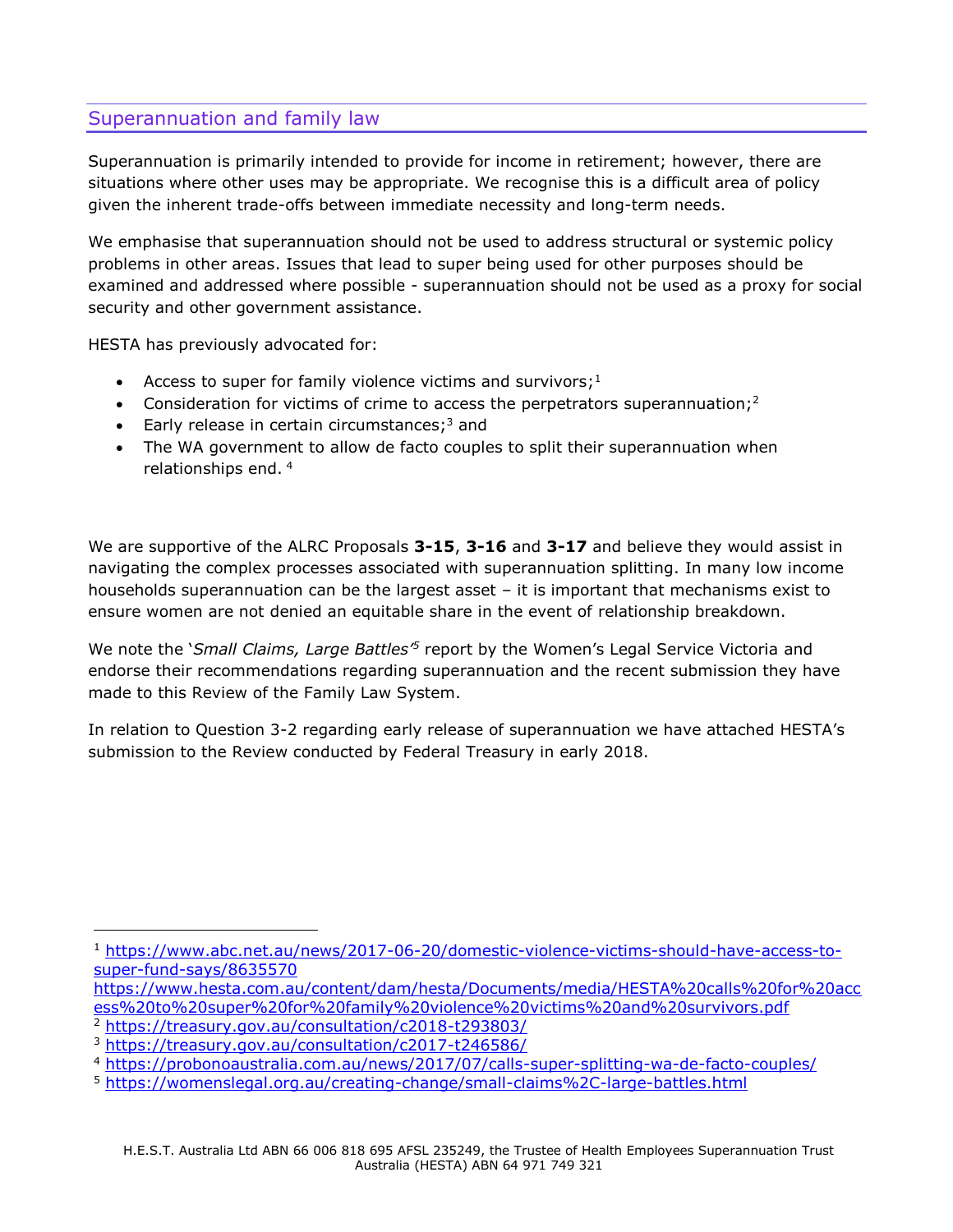## Superannuation and family law

Superannuation is primarily intended to provide for income in retirement; however, there are situations where other uses may be appropriate. We recognise this is a difficult area of policy given the inherent trade-offs between immediate necessity and long-term needs.

We emphasise that superannuation should not be used to address structural or systemic policy problems in other areas. Issues that lead to super being used for other purposes should be examined and addressed where possible - superannuation should not be used as a proxy for social security and other government assistance.

HESTA has previously advocated for:

- Access to super for family violence victims and survivors;[1]
- Consideration for victims of crime to access the perpetrators superannuation;[2]
- Early release in certain circumstances;[3] and
- The WA government to allow de facto couples to split their superannuation when relationships end. [4]

We are supportive of the ALRC Proposals **3-15**, **3-16** and **3-17** and believe they would assist in navigating the complex processes associated with superannuation splitting. In many low income households superannuation can be the largest asset – it is important that mechanisms exist to ensure women are not denied an equitable share in the event of relationship breakdown.

We note the '*Small Claims, Large Battles*'[5] report by the Women's Legal Service Victoria and endorse their recommendations regarding superannuation and the recent submission they have made to this Review of the Family Law System.

In relation to Question 3-2 regarding early release of superannuation we have attached HESTA's submission to the Review conducted by Federal Treasury in early 2018.

---

[1] https://www.abc.net.au/news/2017-06-20/domestic-violence-victims-should-have-access-to-super-fund-says/8635570
https://www.hesta.com.au/content/dam/hesta/Documents/media/HESTA%20calls%20for%20access%20to%20super%20for%20family%20violence%20victims%20and%20survivors.pdf

[2] https://treasury.gov.au/consultation/c2018-t293803/

[3] https://treasury.gov.au/consultation/c2017-t246586/

[4] https://probonoaustralia.com.au/news/2017/07/calls-super-splitting-wa-de-facto-couples/

[5] https://womenslegal.org.au/creating-change/small-claims%2C-large-battles.html

H.E.S.T. Australia Ltd ABN 66 006 818 695 AFSL 235249, the Trustee of Health Employees Superannuation Trust Australia (HESTA) ABN 64 971 749 321